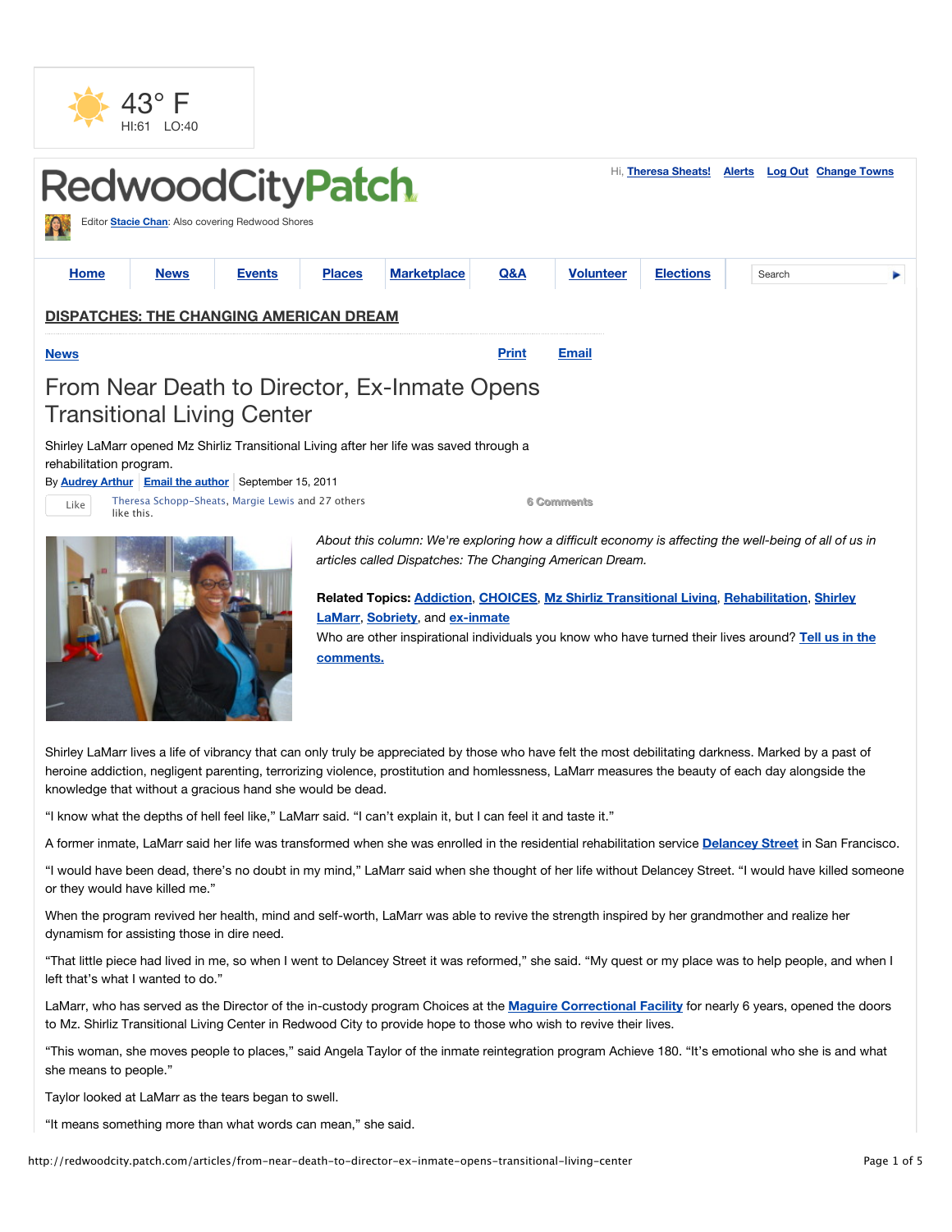43° F
HI:61 LO:40

# RedwoodCityPatch

Hi, Theresa Sheats! Alerts Log Out Change Towns

Editor Stacie Chan: Also covering Redwood Shores

Home | News | Events | Places | Marketplace | Q&A | Volunteer | Elections | Search

**DISPATCHES: THE CHANGING AMERICAN DREAM**

News Print Email

# From Near Death to Director, Ex-Inmate Opens Transitional Living Center

Shirley LaMarr opened Mz Shirliz Transitional Living after her life was saved through a rehabilitation program.

By Audrey Arthur | Email the author | September 15, 2011

Like Theresa Schopp-Sheats, Margie Lewis and 27 others like this.

6 Comments

*About this column: We're exploring how a difficult economy is affecting the well-being of all of us in articles called Dispatches: The Changing American Dream.*

**Related Topics:** Addiction, CHOICES, Mz Shirliz Transitional Living, Rehabilitation, Shirley LaMarr, Sobriety, and ex-inmate

Who are other inspirational individuals you know who have turned their lives around? Tell us in the comments.

Shirley LaMarr lives a life of vibrancy that can only truly be appreciated by those who have felt the most debilitating darkness. Marked by a past of heroine addiction, negligent parenting, terrorizing violence, prostitution and homlessness, LaMarr measures the beauty of each day alongside the knowledge that without a gracious hand she would be dead.

"I know what the depths of hell feel like," LaMarr said. "I can't explain it, but I can feel it and taste it."

A former inmate, LaMarr said her life was transformed when she was enrolled in the residential rehabilitation service Delancey Street in San Francisco.

"I would have been dead, there's no doubt in my mind," LaMarr said when she thought of her life without Delancey Street. "I would have killed someone or they would have killed me."

When the program revived her health, mind and self-worth, LaMarr was able to revive the strength inspired by her grandmother and realize her dynamism for assisting those in dire need.

"That little piece had lived in me, so when I went to Delancey Street it was reformed," she said. "My quest or my place was to help people, and when I left that's what I wanted to do."

LaMarr, who has served as the Director of the in-custody program Choices at the Maguire Correctional Facility for nearly 6 years, opened the doors to Mz. Shirliz Transitional Living Center in Redwood City to provide hope to those who wish to revive their lives.

"This woman, she moves people to places," said Angela Taylor of the inmate reintegration program Achieve 180. "It's emotional who she is and what she means to people."

Taylor looked at LaMarr as the tears began to swell.

"It means something more than what words can mean," she said.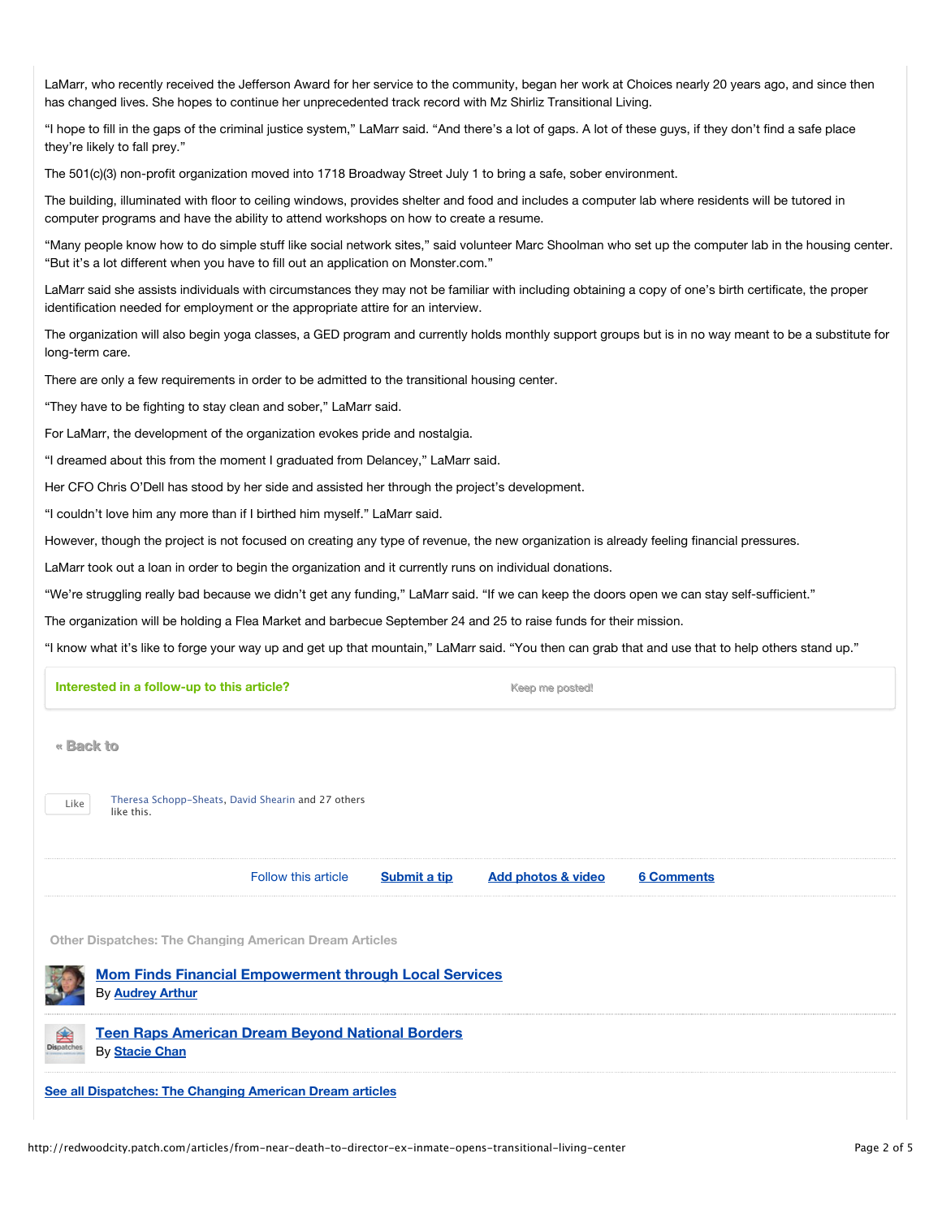LaMarr, who recently received the Jefferson Award for her service to the community, began her work at Choices nearly 20 years ago, and since then has changed lives. She hopes to continue her unprecedented track record with Mz Shirliz Transitional Living.

"I hope to fill in the gaps of the criminal justice system," LaMarr said. "And there's a lot of gaps. A lot of these guys, if they don't find a safe place they're likely to fall prey."

The 501(c)(3) non-profit organization moved into 1718 Broadway Street July 1 to bring a safe, sober environment.

The building, illuminated with floor to ceiling windows, provides shelter and food and includes a computer lab where residents will be tutored in computer programs and have the ability to attend workshops on how to create a resume.

"Many people know how to do simple stuff like social network sites," said volunteer Marc Shoolman who set up the computer lab in the housing center. "But it's a lot different when you have to fill out an application on Monster.com."

LaMarr said she assists individuals with circumstances they may not be familiar with including obtaining a copy of one's birth certificate, the proper identification needed for employment or the appropriate attire for an interview.

The organization will also begin yoga classes, a GED program and currently holds monthly support groups but is in no way meant to be a substitute for long-term care.

There are only a few requirements in order to be admitted to the transitional housing center.

"They have to be fighting to stay clean and sober," LaMarr said.

For LaMarr, the development of the organization evokes pride and nostalgia.

"I dreamed about this from the moment I graduated from Delancey," LaMarr said.

Her CFO Chris O'Dell has stood by her side and assisted her through the project's development.

"I couldn't love him any more than if I birthed him myself." LaMarr said.

However, though the project is not focused on creating any type of revenue, the new organization is already feeling financial pressures.

LaMarr took out a loan in order to begin the organization and it currently runs on individual donations.

"We're struggling really bad because we didn't get any funding," LaMarr said. "If we can keep the doors open we can stay self-sufficient."

The organization will be holding a Flea Market and barbecue September 24 and 25 to raise funds for their mission.

"I know what it's like to forge your way up and get up that mountain," LaMarr said. "You then can grab that and use that to help others stand up."

**Interested in a follow-up to this article?** Keep me posted!

« Back to

Like Theresa Schopp-Sheats, David Shearin and 27 others like this.

Follow this article | Submit a tip | Add photos & video | 6 Comments

Other Dispatches: The Changing American Dream Articles

**Mom Finds Financial Empowerment through Local Services**
By Audrey Arthur

**Teen Raps American Dream Beyond National Borders**
By Stacie Chan

See all Dispatches: The Changing American Dream articles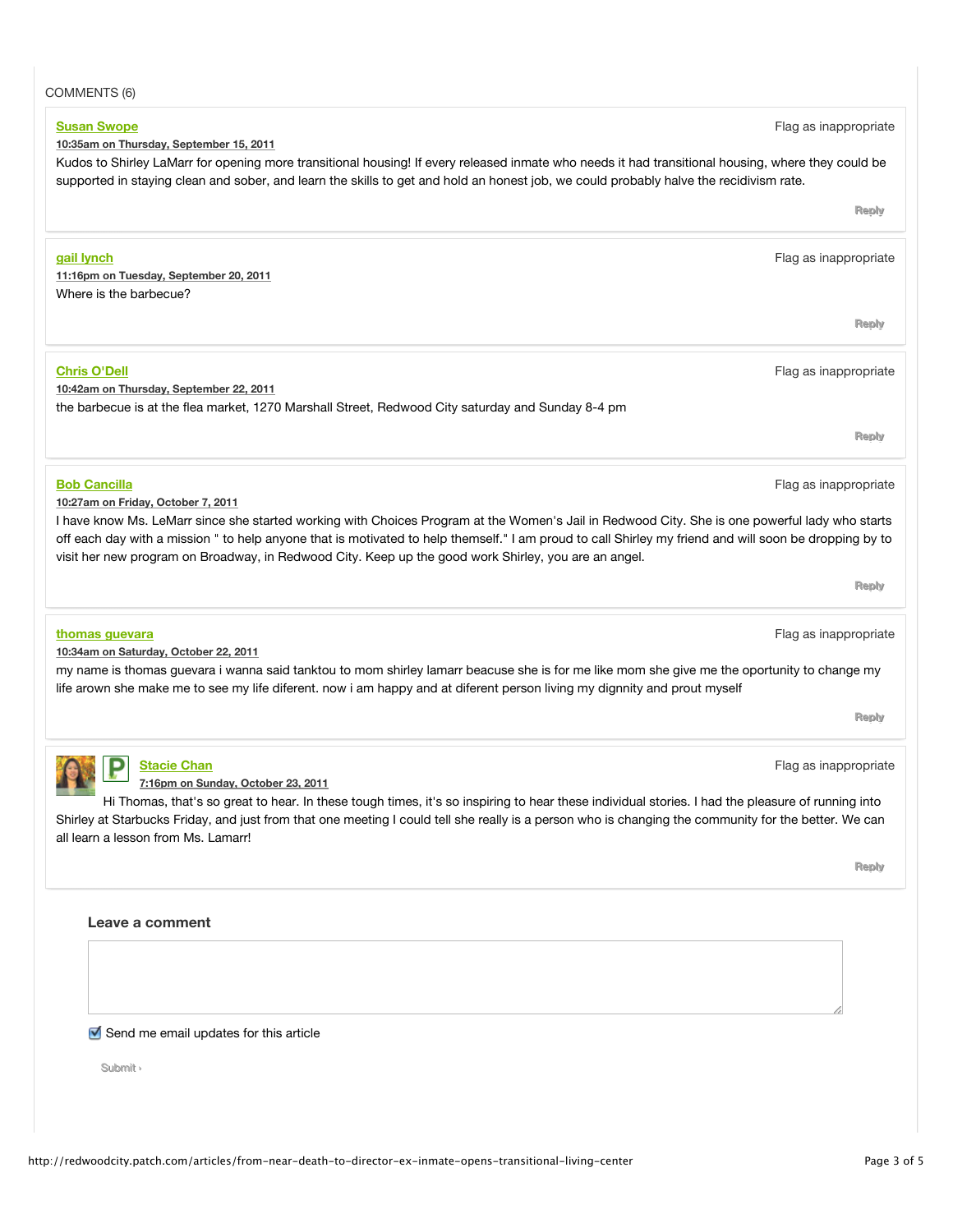COMMENTS (6)

**Susan Swope**
10:35am on Thursday, September 15, 2011

Kudos to Shirley LaMarr for opening more transitional housing! If every released inmate who needs it had transitional housing, where they could be supported in staying clean and sober, and learn the skills to get and hold an honest job, we could probably halve the recidivism rate.

Flag as inappropriate

Reply

**gail lynch**
11:16pm on Tuesday, September 20, 2011

Where is the barbecue?

Flag as inappropriate

Reply

**Chris O'Dell**
10:42am on Thursday, September 22, 2011

the barbecue is at the flea market, 1270 Marshall Street, Redwood City saturday and Sunday 8-4 pm

Flag as inappropriate

Reply

**Bob Cancilla**
10:27am on Friday, October 7, 2011

I have know Ms. LeMarr since she started working with Choices Program at the Women's Jail in Redwood City. She is one powerful lady who starts off each day with a mission " to help anyone that is motivated to help themself." I am proud to call Shirley my friend and will soon be dropping by to visit her new program on Broadway, in Redwood City. Keep up the good work Shirley, you are an angel.

Flag as inappropriate

Reply

**thomas guevara**
10:34am on Saturday, October 22, 2011

my name is thomas guevara i wanna said tanktou to mom shirley lamarr beacuse she is for me like mom she give me the oportunity to change my life arown she make me to see my life diferent. now i am happy and at diferent person living my dignnity and prout myself

Flag as inappropriate

Reply

**Stacie Chan**
7:16pm on Sunday, October 23, 2011

Hi Thomas, that's so great to hear. In these tough times, it's so inspiring to hear these individual stories. I had the pleasure of running into Shirley at Starbucks Friday, and just from that one meeting I could tell she really is a person who is changing the community for the better. We can all learn a lesson from Ms. Lamarr!

Flag as inappropriate

Reply

### Leave a comment

Send me email updates for this article

Submit ›